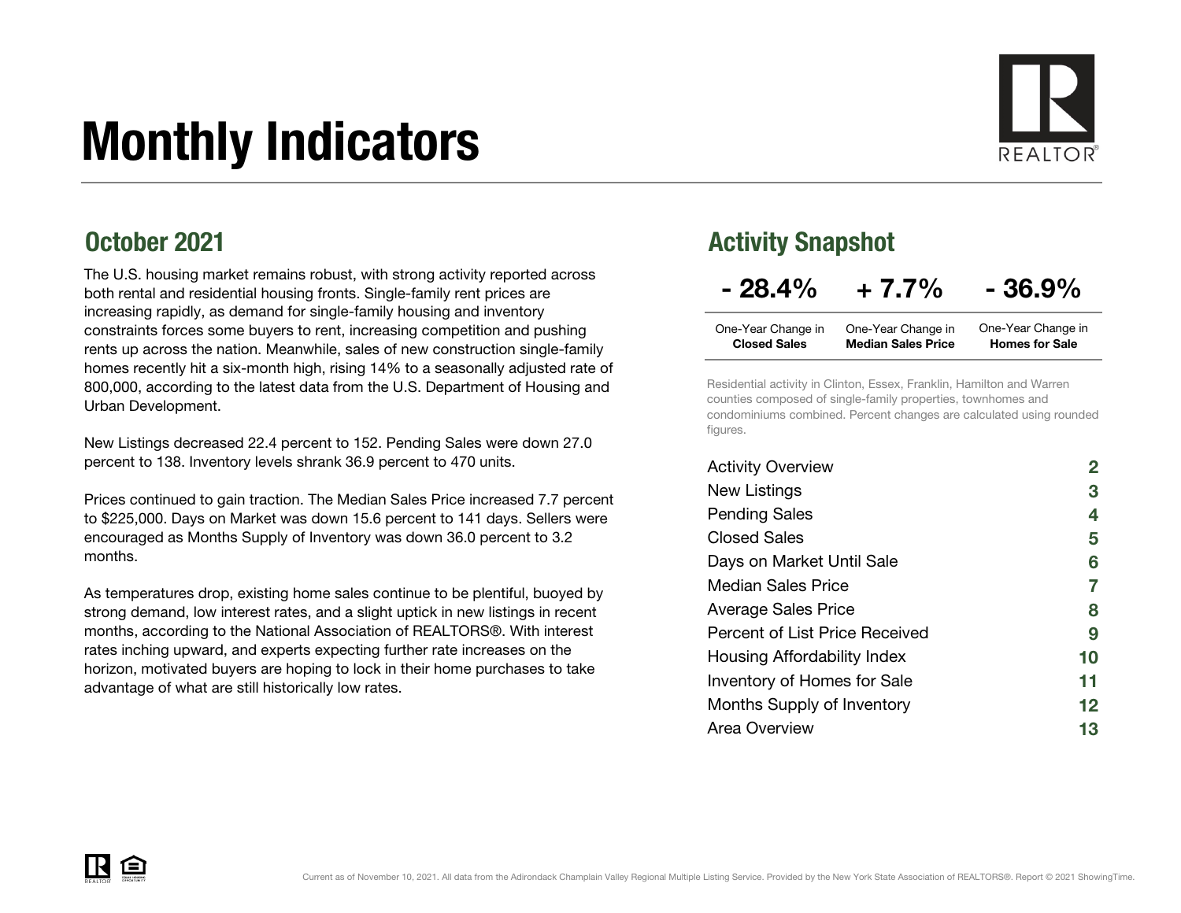# Monthly Indicators

## October 2021

The U.S. housing market remains robust, with strong activity reported across both rental and residential housing fronts. Single-family rent prices are increasing rapidly, as demand for single-family housing and inventory constraints forces some buyers to rent, increasing competition and pushing rents up across the nation. Meanwhile, sales of new construction single-family homes recently hit a six-month high, rising 14% to a seasonally adjusted rate of 800,000, according to the latest data from the U.S. Department of Housing and Urban Development.

New Listings decreased 22.4 percent to 152. Pending Sales were down 27.0 percent to 138. Inventory levels shrank 36.9 percent to 470 units.

Prices continued to gain traction. The Median Sales Price increased 7.7 percent to $225,000. Days on Market was down 15.6 percent to 141 days. Sellers were encouraged as Months Supply of Inventory was down 36.0 percent to 3.2 months.

As temperatures drop, existing home sales continue to be plentiful, buoyed by strong demand, low interest rates, and a slight uptick in new listings in recent months, according to the National Association of REALTORS®. With interest rates inching upward, and experts expecting further rate increases on the horizon, motivated buyers are hoping to lock in their home purchases to take advantage of what are still historically low rates.

## Activity Snapshot

| - 28.4% | + 7.7% | - 36.9% |
|---|---|---|
| One-Year Change in **Closed Sales** | One-Year Change in **Median Sales Price** | One-Year Change in **Homes for Sale** |

Residential activity in Clinton, Essex, Franklin, Hamilton and Warren counties composed of single-family properties, townhomes and condominiums combined. Percent changes are calculated using rounded figures.

| | |
|---|---|
| Activity Overview | 2 |
| New Listings | 3 |
| Pending Sales | 4 |
| Closed Sales | 5 |
| Days on Market Until Sale | 6 |
| Median Sales Price | 7 |
| Average Sales Price | 8 |
| Percent of List Price Received | 9 |
| Housing Affordability Index | 10 |
| Inventory of Homes for Sale | 11 |
| Months Supply of Inventory | 12 |
| Area Overview | 13 |

Current as of November 10, 2021. All data from the Adirondack Champlain Valley Regional Multiple Listing Service. Provided by the New York State Association of REALTORS®. Report © 2021 ShowingTime.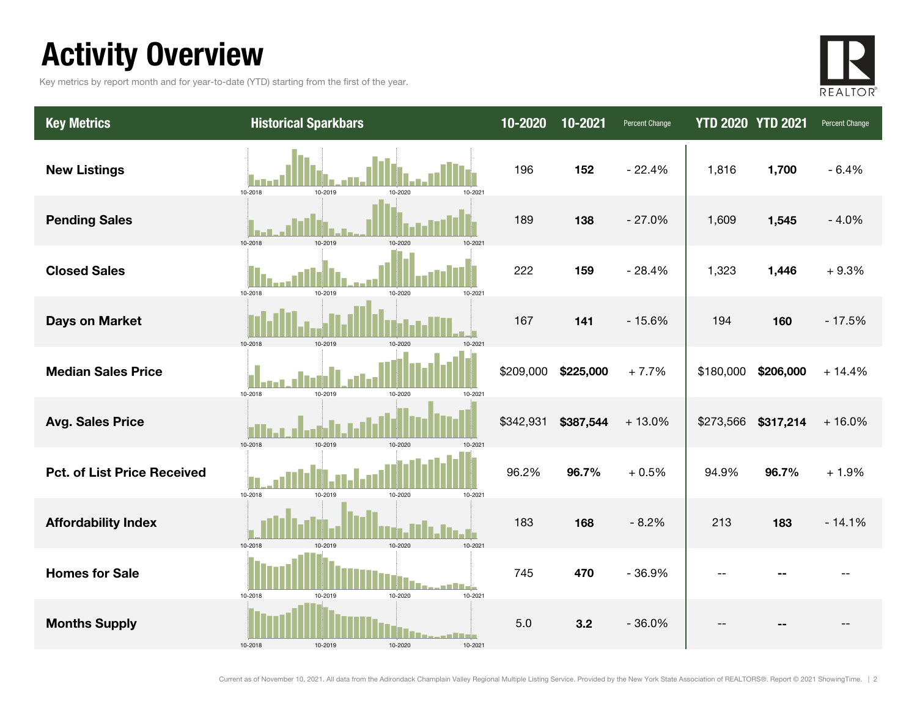# Activity Overview

Key metrics by report month and for year-to-date (YTD) starting from the first of the year.

| Key Metrics | Historical Sparkbars | 10-2020 | 10-2021 | Percent Change | YTD 2020 | YTD 2021 | Percent Change |
|---|---|---|---|---|---|---|---|
| **New Listings** | 10-2018 10-2019 10-2020 10-2021 | 196 | **152** | - 22.4% | 1,816 | **1,700** | - 6.4% |
| **Pending Sales** | 10-2018 10-2019 10-2020 10-2021 | 189 | **138** | - 27.0% | 1,609 | **1,545** | - 4.0% |
| **Closed Sales** | 10-2018 10-2019 10-2020 10-2021 | 222 | **159** | - 28.4% | 1,323 | **1,446** | + 9.3% |
| **Days on Market** | 10-2018 10-2019 10-2020 10-2021 | 167 | **141** | - 15.6% | 194 | **160** | - 17.5% |
| **Median Sales Price** | 10-2018 10-2019 10-2020 10-2021 | $209,000 | **$225,000** | + 7.7% | $180,000 | **$206,000** | + 14.4% |
| **Avg. Sales Price** | 10-2018 10-2019 10-2020 10-2021 | $342,931 | **$387,544** | + 13.0% | $273,566 | **$317,214** | + 16.0% |
| **Pct. of List Price Received** | 10-2018 10-2019 10-2020 10-2021 | 96.2% | **96.7%** | + 0.5% | 94.9% | **96.7%** | + 1.9% |
| **Affordability Index** | 10-2018 10-2019 10-2020 10-2021 | 183 | **168** | - 8.2% | 213 | **183** | - 14.1% |
| **Homes for Sale** | 10-2018 10-2019 10-2020 10-2021 | 745 | **470** | - 36.9% | -- | **--** | -- |
| **Months Supply** | 10-2018 10-2019 10-2020 10-2021 | 5.0 | **3.2** | - 36.0% | -- | **--** | -- |

Current as of November 10, 2021. All data from the Adirondack Champlain Valley Regional Multiple Listing Service. Provided by the New York State Association of REALTORS®. Report © 2021 ShowingTime.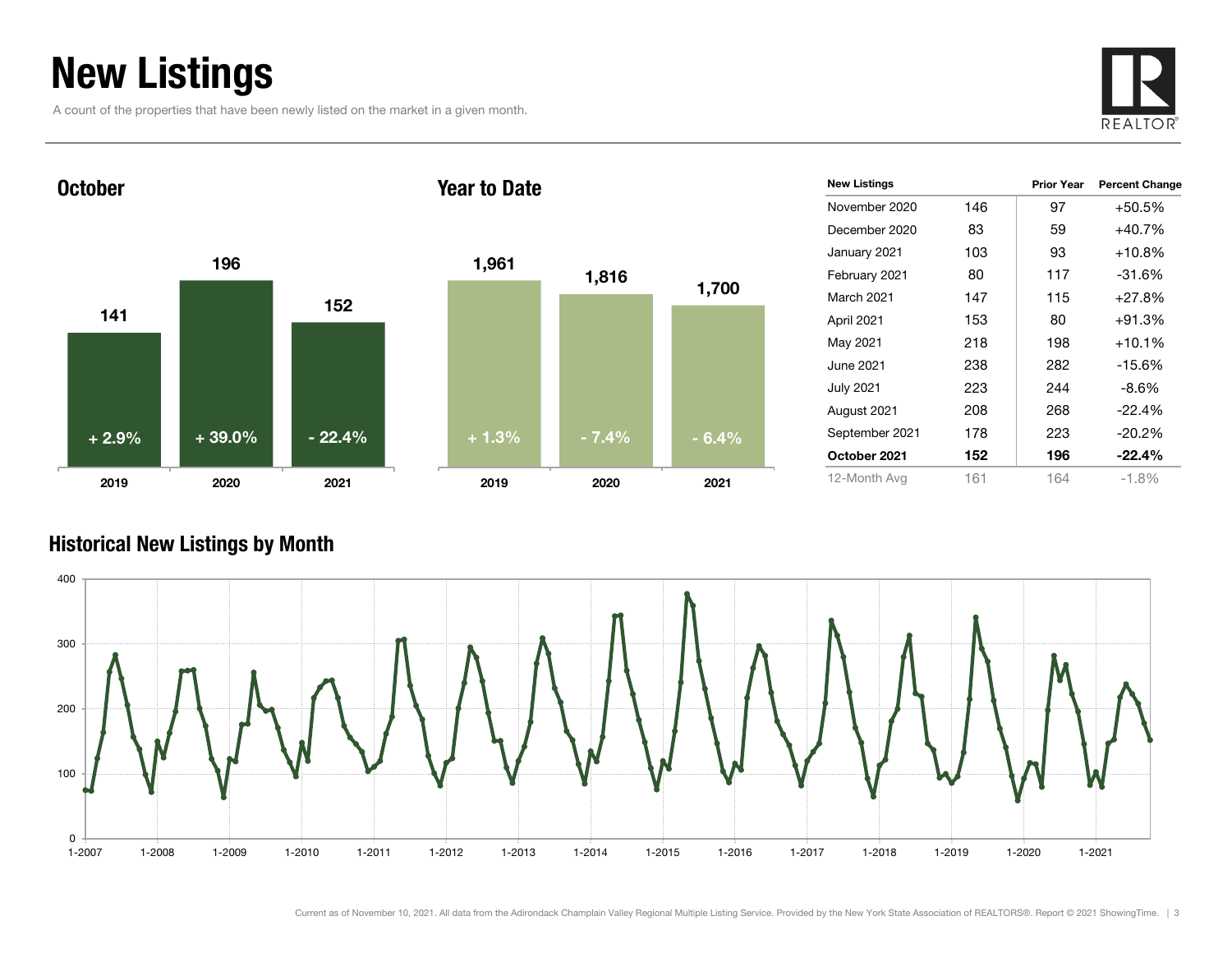# New Listings

A count of the properties that have been newly listed on the market in a given month.

## October

| | 2019 | 2020 | 2021 |
|---|---|---|---|
| New Listings | 141 | 196 | 152 |
| Percent Change | + 2.9% | + 39.0% | - 22.4% |

## Year to Date

| | 2019 | 2020 | 2021 |
|---|---|---|---|
| New Listings | 1,961 | 1,816 | 1,700 |
| Percent Change | + 1.3% | - 7.4% | - 6.4% |

| New Listings | | Prior Year | Percent Change |
|---|---|---|---|
| November 2020 | 146 | 97 | +50.5% |
| December 2020 | 83 | 59 | +40.7% |
| January 2021 | 103 | 93 | +10.8% |
| February 2021 | 80 | 117 | -31.6% |
| March 2021 | 147 | 115 | +27.8% |
| April 2021 | 153 | 80 | +91.3% |
| May 2021 | 218 | 198 | +10.1% |
| June 2021 | 238 | 282 | -15.6% |
| July 2021 | 223 | 244 | -8.6% |
| August 2021 | 208 | 268 | -22.4% |
| September 2021 | 178 | 223 | -20.2% |
| **October 2021** | **152** | **196** | **-22.4%** |
| 12-Month Avg | 161 | 164 | -1.8% |

## Historical New Listings by Month

Current as of November 10, 2021. All data from the Adirondack Champlain Valley Regional Multiple Listing Service. Provided by the New York State Association of REALTORS®. Report © 2021 ShowingTime.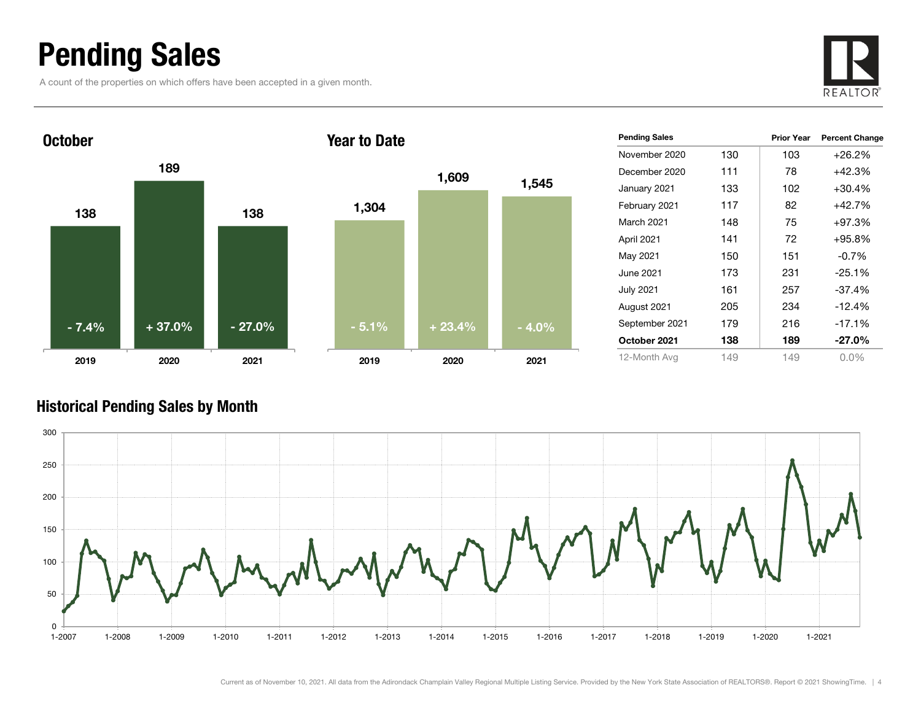# Pending Sales

A count of the properties on which offers have been accepted in a given month.

## October

| | 2019 | 2020 | 2021 |
|---|---|---|---|
| Pending Sales | 138 | 189 | 138 |
| Change | - 7.4% | + 37.0% | - 27.0% |

## Year to Date

| | 2019 | 2020 | 2021 |
|---|---|---|---|
| Pending Sales | 1,304 | 1,609 | 1,545 |
| Change | - 5.1% | + 23.4% | - 4.0% |

| Pending Sales | | Prior Year | Percent Change |
|---|---|---|---|
| November 2020 | 130 | 103 | +26.2% |
| December 2020 | 111 | 78 | +42.3% |
| January 2021 | 133 | 102 | +30.4% |
| February 2021 | 117 | 82 | +42.7% |
| March 2021 | 148 | 75 | +97.3% |
| April 2021 | 141 | 72 | +95.8% |
| May 2021 | 150 | 151 | -0.7% |
| June 2021 | 173 | 231 | -25.1% |
| July 2021 | 161 | 257 | -37.4% |
| August 2021 | 205 | 234 | -12.4% |
| September 2021 | 179 | 216 | -17.1% |
| **October 2021** | **138** | **189** | **-27.0%** |
| 12-Month Avg | 149 | 149 | 0.0% |

## Historical Pending Sales by Month

Current as of November 10, 2021. All data from the Adirondack Champlain Valley Regional Multiple Listing Service. Provided by the New York State Association of REALTORS®. Report © 2021 ShowingTime.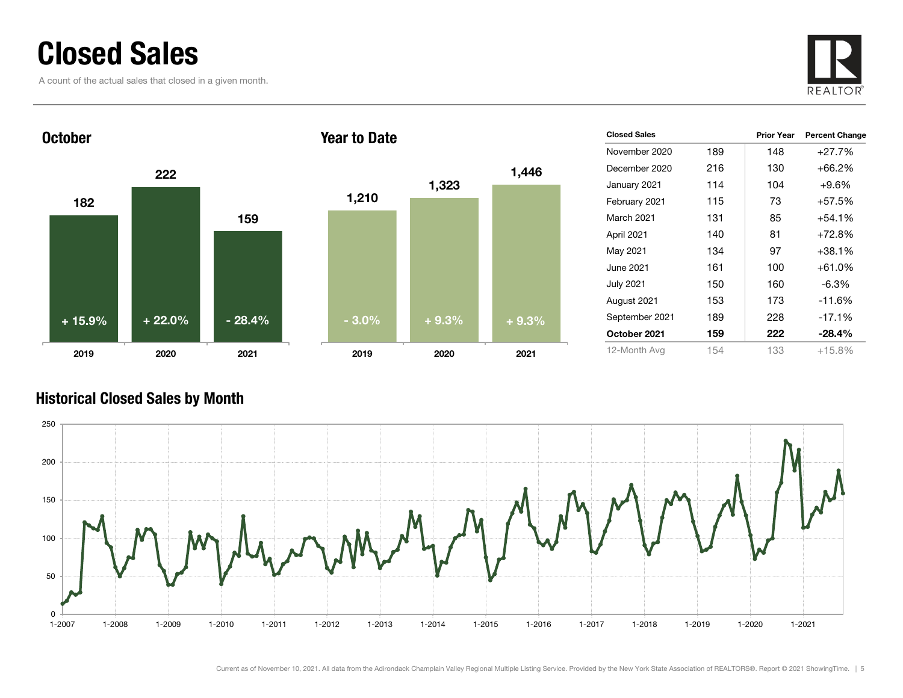# Closed Sales

A count of the actual sales that closed in a given month.

REALTOR®

## October

| | 2019 | 2020 | 2021 |
|---|---|---|---|
| Closed Sales | 182 | 222 | 159 |
| Change | + 15.9% | + 22.0% | - 28.4% |

## Year to Date

| | 2019 | 2020 | 2021 |
|---|---|---|---|
| Closed Sales | 1,210 | 1,323 | 1,446 |
| Change | - 3.0% | + 9.3% | + 9.3% |

| Closed Sales | | Prior Year | Percent Change |
|---|---|---|---|
| November 2020 | 189 | 148 | +27.7% |
| December 2020 | 216 | 130 | +66.2% |
| January 2021 | 114 | 104 | +9.6% |
| February 2021 | 115 | 73 | +57.5% |
| March 2021 | 131 | 85 | +54.1% |
| April 2021 | 140 | 81 | +72.8% |
| May 2021 | 134 | 97 | +38.1% |
| June 2021 | 161 | 100 | +61.0% |
| July 2021 | 150 | 160 | -6.3% |
| August 2021 | 153 | 173 | -11.6% |
| September 2021 | 189 | 228 | -17.1% |
| **October 2021** | **159** | **222** | **-28.4%** |
| 12-Month Avg | 154 | 133 | +15.8% |

## Historical Closed Sales by Month

Current as of November 10, 2021. All data from the Adirondack Champlain Valley Regional Multiple Listing Service. Provided by the New York State Association of REALTORS®. Report © 2021 ShowingTime.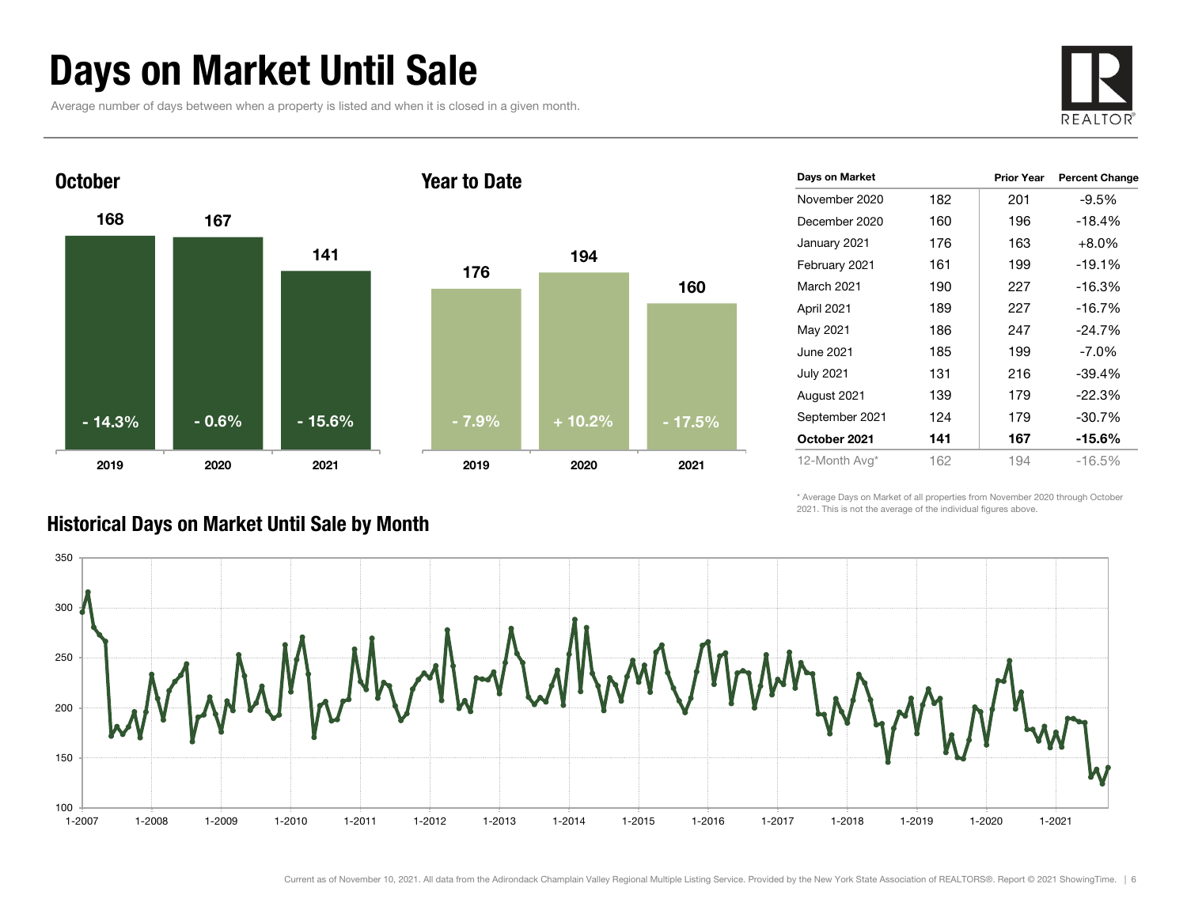# Days on Market Until Sale

Average number of days between when a property is listed and when it is closed in a given month.

## October

| | 2019 | 2020 | 2021 |
|---|---|---|---|
| Days | 168 | 167 | 141 |
| Change | - 14.3% | - 0.6% | - 15.6% |

## Year to Date

| | 2019 | 2020 | 2021 |
|---|---|---|---|
| Days | 176 | 194 | 160 |
| Change | - 7.9% | + 10.2% | - 17.5% |

| Days on Market | | Prior Year | Percent Change |
|---|---|---|---|
| November 2020 | 182 | 201 | -9.5% |
| December 2020 | 160 | 196 | -18.4% |
| January 2021 | 176 | 163 | +8.0% |
| February 2021 | 161 | 199 | -19.1% |
| March 2021 | 190 | 227 | -16.3% |
| April 2021 | 189 | 227 | -16.7% |
| May 2021 | 186 | 247 | -24.7% |
| June 2021 | 185 | 199 | -7.0% |
| July 2021 | 131 | 216 | -39.4% |
| August 2021 | 139 | 179 | -22.3% |
| September 2021 | 124 | 179 | -30.7% |
| **October 2021** | **141** | **167** | **-15.6%** |
| 12-Month Avg* | 162 | 194 | -16.5% |

\* Average Days on Market of all properties from November 2020 through October 2021. This is not the average of the individual figures above.

## Historical Days on Market Until Sale by Month

Current as of November 10, 2021. All data from the Adirondack Champlain Valley Regional Multiple Listing Service. Provided by the New York State Association of REALTORS®. Report © 2021 ShowingTime.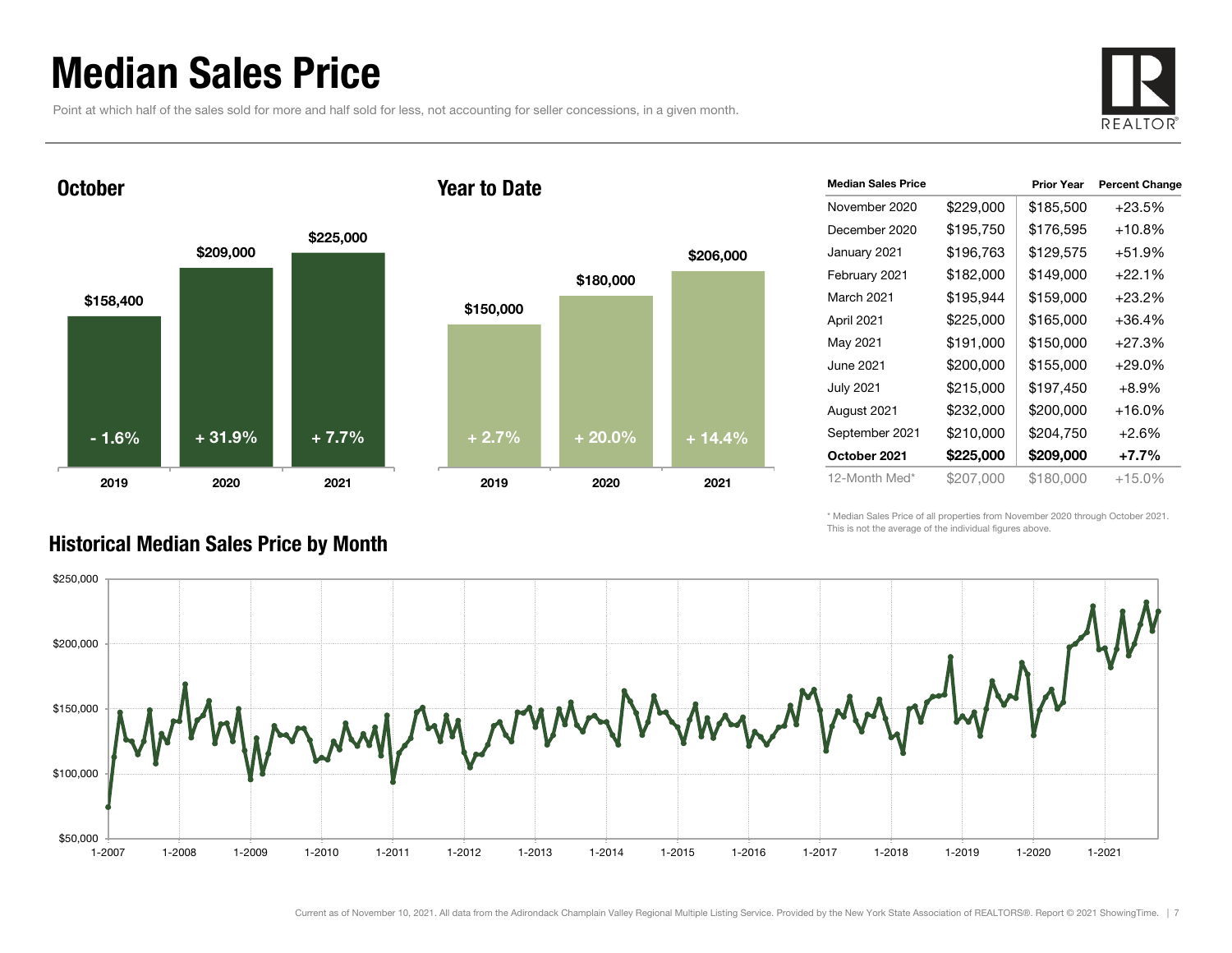# Median Sales Price

Point at which half of the sales sold for more and half sold for less, not accounting for seller concessions, in a given month.

## October

| | 2019 | 2020 | 2021 |
|---|---|---|---|
| Median Sales Price | $158,400 | $209,000 | $225,000 |
| Percent Change | - 1.6% | + 31.9% | + 7.7% |

## Year to Date

| | 2019 | 2020 | 2021 |
|---|---|---|---|
| Median Sales Price | $150,000 | $180,000 | $206,000 |
| Percent Change | + 2.7% | + 20.0% | + 14.4% |

| Median Sales Price | | Prior Year | Percent Change |
|---|---|---|---|
| November 2020 | $229,000 | $185,500 | +23.5% |
| December 2020 | $195,750 | $176,595 | +10.8% |
| January 2021 | $196,763 | $129,575 | +51.9% |
| February 2021 | $182,000 | $149,000 | +22.1% |
| March 2021 | $195,944 | $159,000 | +23.2% |
| April 2021 | $225,000 | $165,000 | +36.4% |
| May 2021 | $191,000 | $150,000 | +27.3% |
| June 2021 | $200,000 | $155,000 | +29.0% |
| July 2021 | $215,000 | $197,450 | +8.9% |
| August 2021 | $232,000 | $200,000 | +16.0% |
| September 2021 | $210,000 | $204,750 | +2.6% |
| **October 2021** | **$225,000** | **$209,000** | **+7.7%** |
| 12-Month Med* | $207,000 | $180,000 | +15.0% |

\* Median Sales Price of all properties from November 2020 through October 2021. This is not the average of the individual figures above.

## Historical Median Sales Price by Month

Current as of November 10, 2021. All data from the Adirondack Champlain Valley Regional Multiple Listing Service. Provided by the New York State Association of REALTORS®. Report © 2021 ShowingTime.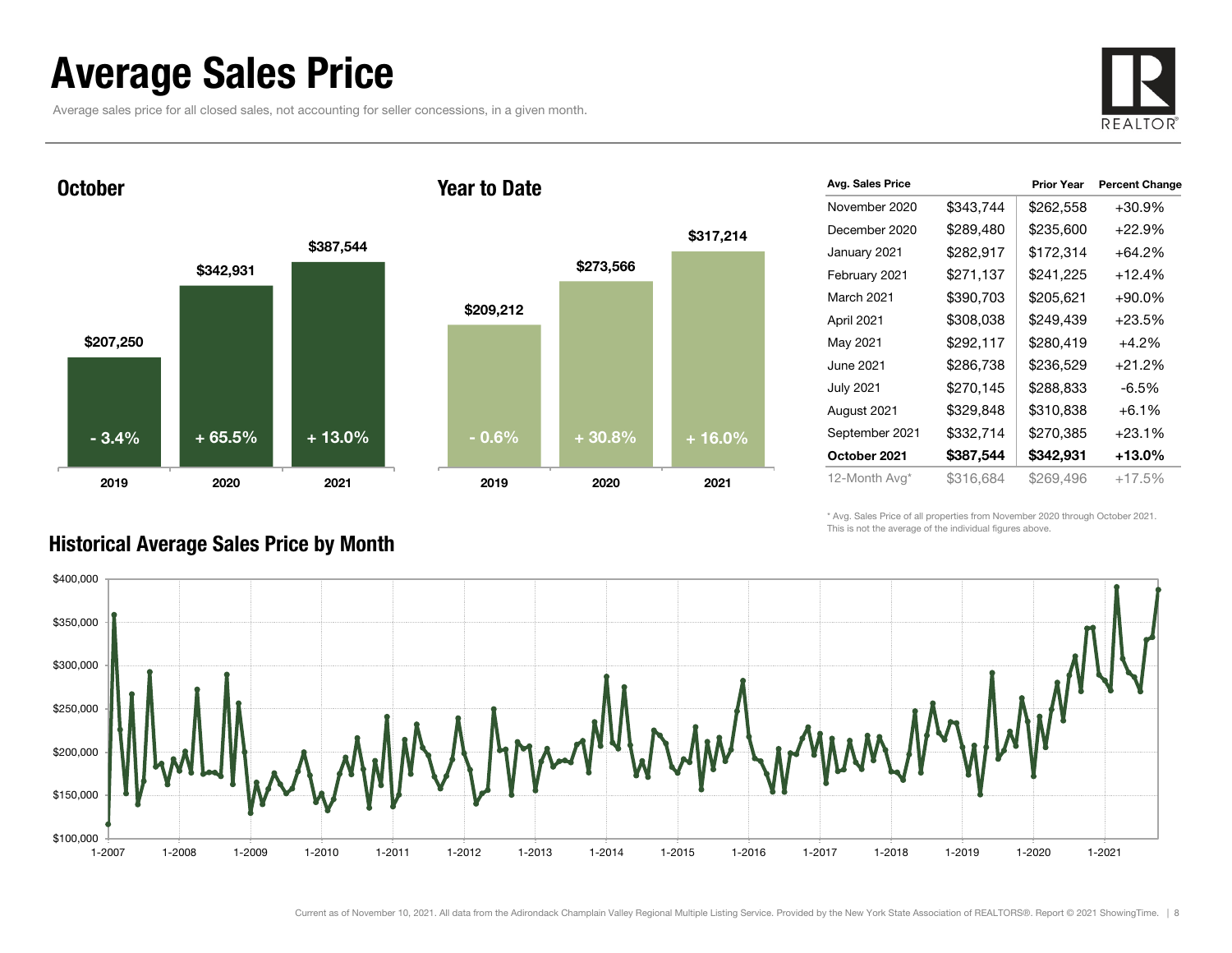# Average Sales Price

Average sales price for all closed sales, not accounting for seller concessions, in a given month.

## October

| | 2019 | 2020 | 2021 |
|---|---|---|---|
| Average Sales Price | $207,250 | $342,931 | $387,544 |
| Change | - 3.4% | + 65.5% | + 13.0% |

## Year to Date

| | 2019 | 2020 | 2021 |
|---|---|---|---|
| Average Sales Price | $209,212 | $273,566 | $317,214 |
| Change | - 0.6% | + 30.8% | + 16.0% |

| Avg. Sales Price | | Prior Year | Percent Change |
|---|---|---|---|
| November 2020 | $343,744 | $262,558 | +30.9% |
| December 2020 | $289,480 | $235,600 | +22.9% |
| January 2021 | $282,917 | $172,314 | +64.2% |
| February 2021 | $271,137 | $241,225 | +12.4% |
| March 2021 | $390,703 | $205,621 | +90.0% |
| April 2021 | $308,038 | $249,439 | +23.5% |
| May 2021 | $292,117 | $280,419 | +4.2% |
| June 2021 | $286,738 | $236,529 | +21.2% |
| July 2021 | $270,145 | $288,833 | -6.5% |
| August 2021 | $329,848 | $310,838 | +6.1% |
| September 2021 | $332,714 | $270,385 | +23.1% |
| **October 2021** | **$387,544** | **$342,931** | **+13.0%** |
| 12-Month Avg* | $316,684 | $269,496 | +17.5% |

\* Avg. Sales Price of all properties from November 2020 through October 2021. This is not the average of the individual figures above.

## Historical Average Sales Price by Month

Current as of November 10, 2021. All data from the Adirondack Champlain Valley Regional Multiple Listing Service. Provided by the New York State Association of REALTORS®. Report © 2021 ShowingTime.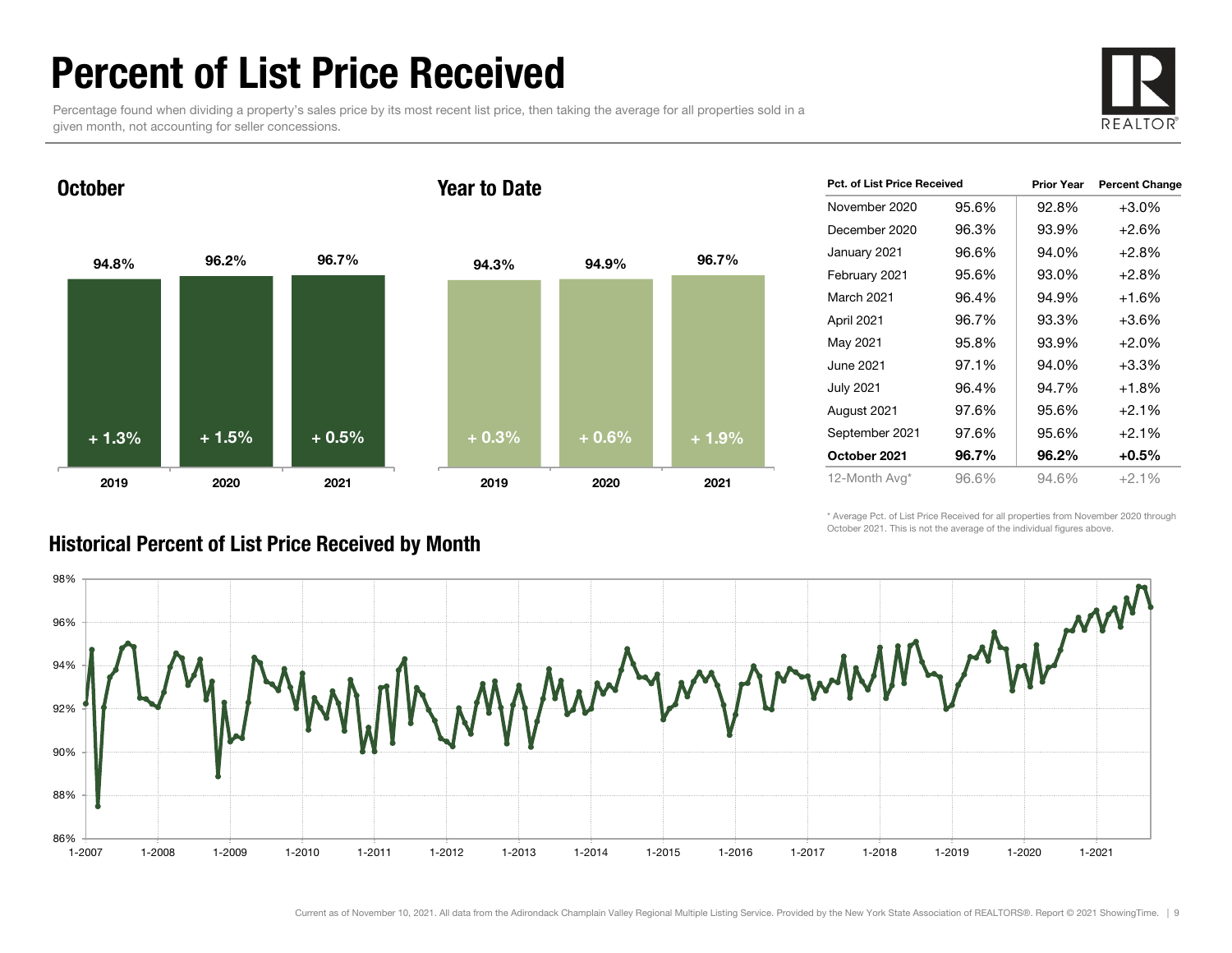# Percent of List Price Received

Percentage found when dividing a property's sales price by its most recent list price, then taking the average for all properties sold in a given month, not accounting for seller concessions.

## October

| | 2019 | 2020 | 2021 |
|---|---|---|---|
| Percent of List Price Received | 94.8% | 96.2% | 96.7% |
| Change | + 1.3% | + 1.5% | + 0.5% |

## Year to Date

| | 2019 | 2020 | 2021 |
|---|---|---|---|
| Percent of List Price Received | 94.3% | 94.9% | 96.7% |
| Change | + 0.3% | + 0.6% | + 1.9% |

| Pct. of List Price Received | | Prior Year | Percent Change |
|---|---|---|---|
| November 2020 | 95.6% | 92.8% | +3.0% |
| December 2020 | 96.3% | 93.9% | +2.6% |
| January 2021 | 96.6% | 94.0% | +2.8% |
| February 2021 | 95.6% | 93.0% | +2.8% |
| March 2021 | 96.4% | 94.9% | +1.6% |
| April 2021 | 96.7% | 93.3% | +3.6% |
| May 2021 | 95.8% | 93.9% | +2.0% |
| June 2021 | 97.1% | 94.0% | +3.3% |
| July 2021 | 96.4% | 94.7% | +1.8% |
| August 2021 | 97.6% | 95.6% | +2.1% |
| September 2021 | 97.6% | 95.6% | +2.1% |
| **October 2021** | **96.7%** | **96.2%** | **+0.5%** |
| 12-Month Avg* | 96.6% | 94.6% | +2.1% |

\* Average Pct. of List Price Received for all properties from November 2020 through October 2021. This is not the average of the individual figures above.

## Historical Percent of List Price Received by Month

Current as of November 10, 2021. All data from the Adirondack Champlain Valley Regional Multiple Listing Service. Provided by the New York State Association of REALTORS®. Report © 2021 ShowingTime.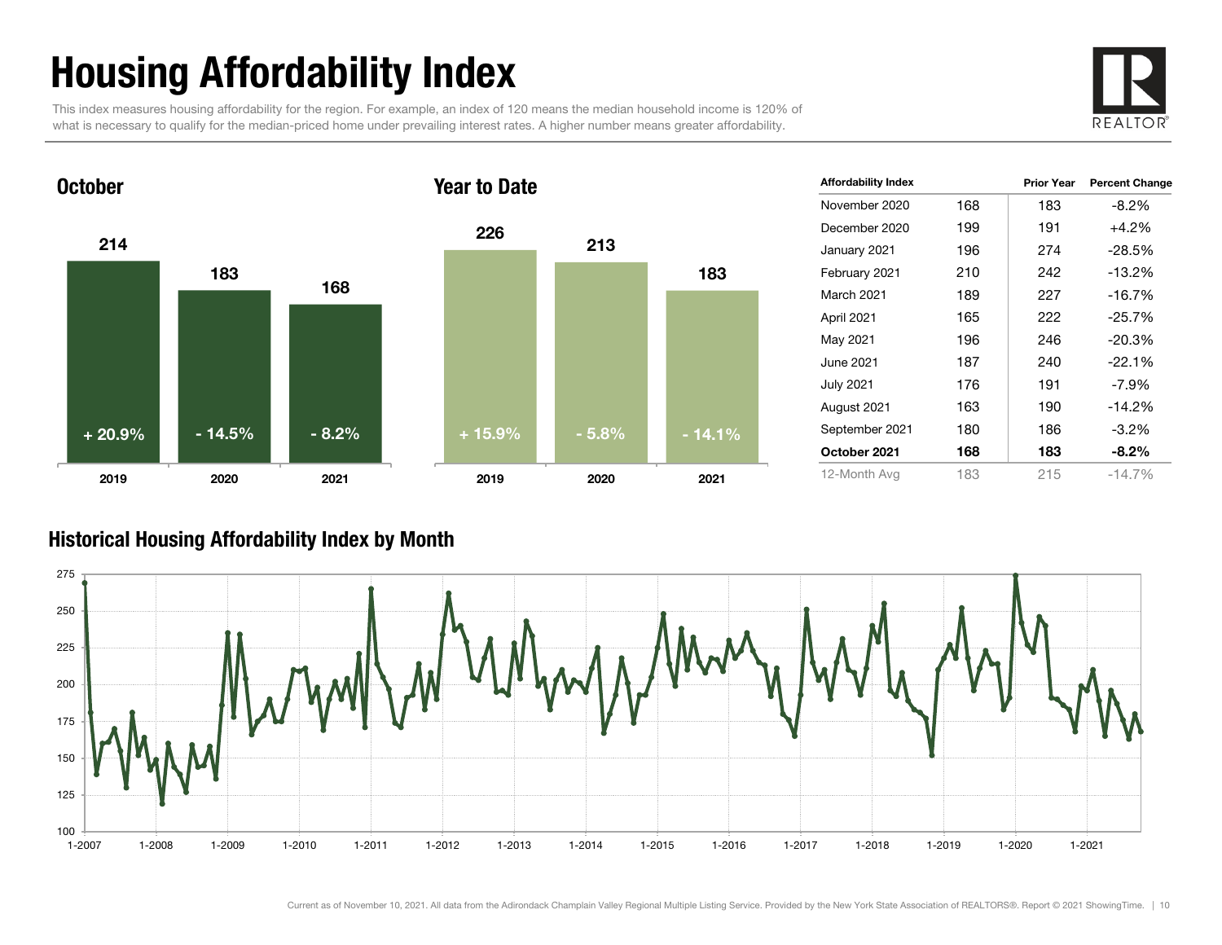# Housing Affordability Index

This index measures housing affordability for the region. For example, an index of 120 means the median household income is 120% of what is necessary to qualify for the median-priced home under prevailing interest rates. A higher number means greater affordability.

## October

| | 2019 | 2020 | 2021 |
|---|---|---|---|
| Index | 214 | 183 | 168 |
| Change | + 20.9% | - 14.5% | - 8.2% |

## Year to Date

| | 2019 | 2020 | 2021 |
|---|---|---|---|
| Index | 226 | 213 | 183 |
| Change | + 15.9% | - 5.8% | - 14.1% |

| Affordability Index | | Prior Year | Percent Change |
|---|---|---|---|
| November 2020 | 168 | 183 | -8.2% |
| December 2020 | 199 | 191 | +4.2% |
| January 2021 | 196 | 274 | -28.5% |
| February 2021 | 210 | 242 | -13.2% |
| March 2021 | 189 | 227 | -16.7% |
| April 2021 | 165 | 222 | -25.7% |
| May 2021 | 196 | 246 | -20.3% |
| June 2021 | 187 | 240 | -22.1% |
| July 2021 | 176 | 191 | -7.9% |
| August 2021 | 163 | 190 | -14.2% |
| September 2021 | 180 | 186 | -3.2% |
| **October 2021** | **168** | **183** | **-8.2%** |
| 12-Month Avg | 183 | 215 | -14.7% |

## Historical Housing Affordability Index by Month

Current as of November 10, 2021. All data from the Adirondack Champlain Valley Regional Multiple Listing Service. Provided by the New York State Association of REALTORS®. Report © 2021 ShowingTime.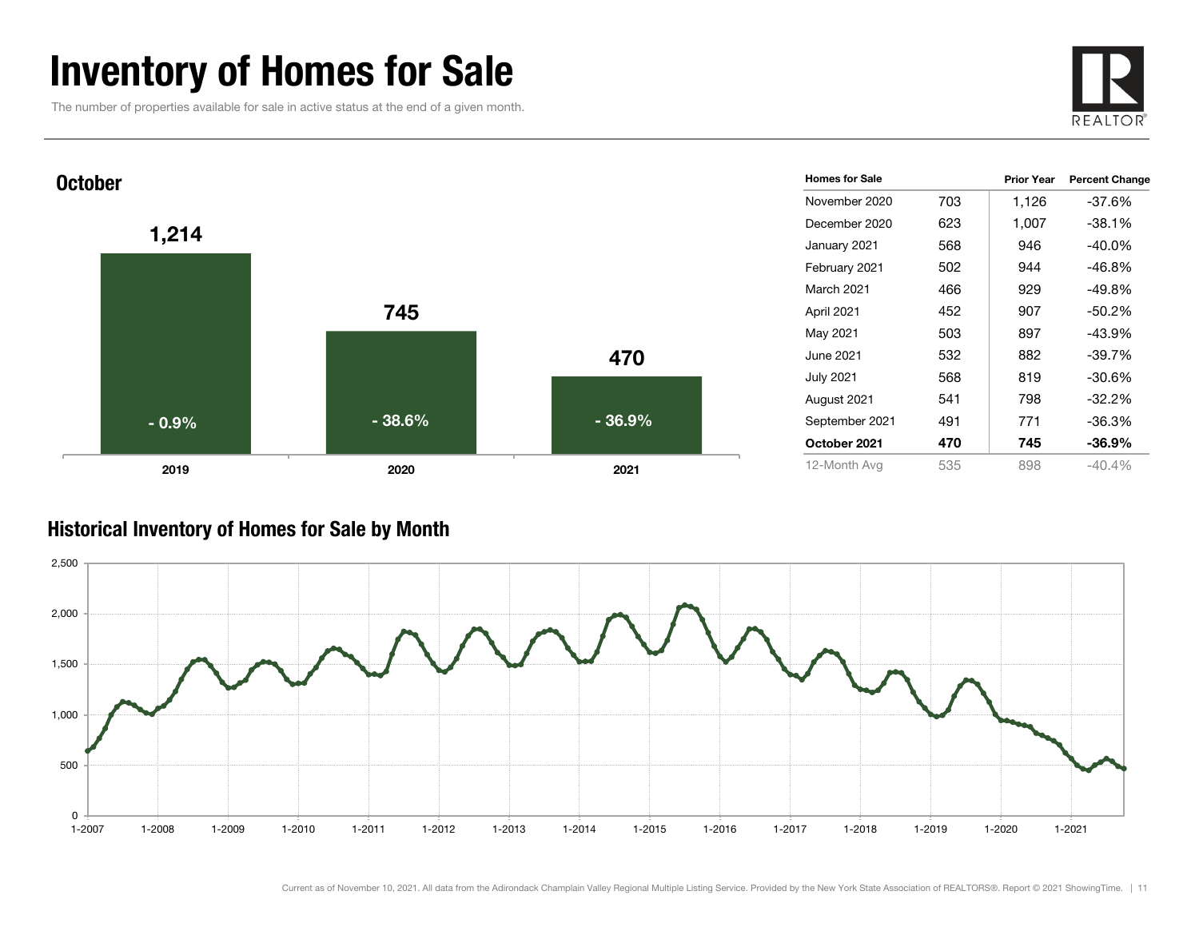# Inventory of Homes for Sale

The number of properties available for sale in active status at the end of a given month.

## October

| Year | Homes for Sale | Percent Change |
|---|---|---|
| 2019 | 1,214 | - 0.9% |
| 2020 | 745 | - 38.6% |
| 2021 | 470 | - 36.9% |

| Homes for Sale | | Prior Year | Percent Change |
|---|---|---|---|
| November 2020 | 703 | 1,126 | -37.6% |
| December 2020 | 623 | 1,007 | -38.1% |
| January 2021 | 568 | 946 | -40.0% |
| February 2021 | 502 | 944 | -46.8% |
| March 2021 | 466 | 929 | -49.8% |
| April 2021 | 452 | 907 | -50.2% |
| May 2021 | 503 | 897 | -43.9% |
| June 2021 | 532 | 882 | -39.7% |
| July 2021 | 568 | 819 | -30.6% |
| August 2021 | 541 | 798 | -32.2% |
| September 2021 | 491 | 771 | -36.3% |
| **October 2021** | **470** | **745** | **-36.9%** |
| 12-Month Avg | 535 | 898 | -40.4% |

## Historical Inventory of Homes for Sale by Month

Current as of November 10, 2021. All data from the Adirondack Champlain Valley Regional Multiple Listing Service. Provided by the New York State Association of REALTORS®. Report © 2021 ShowingTime.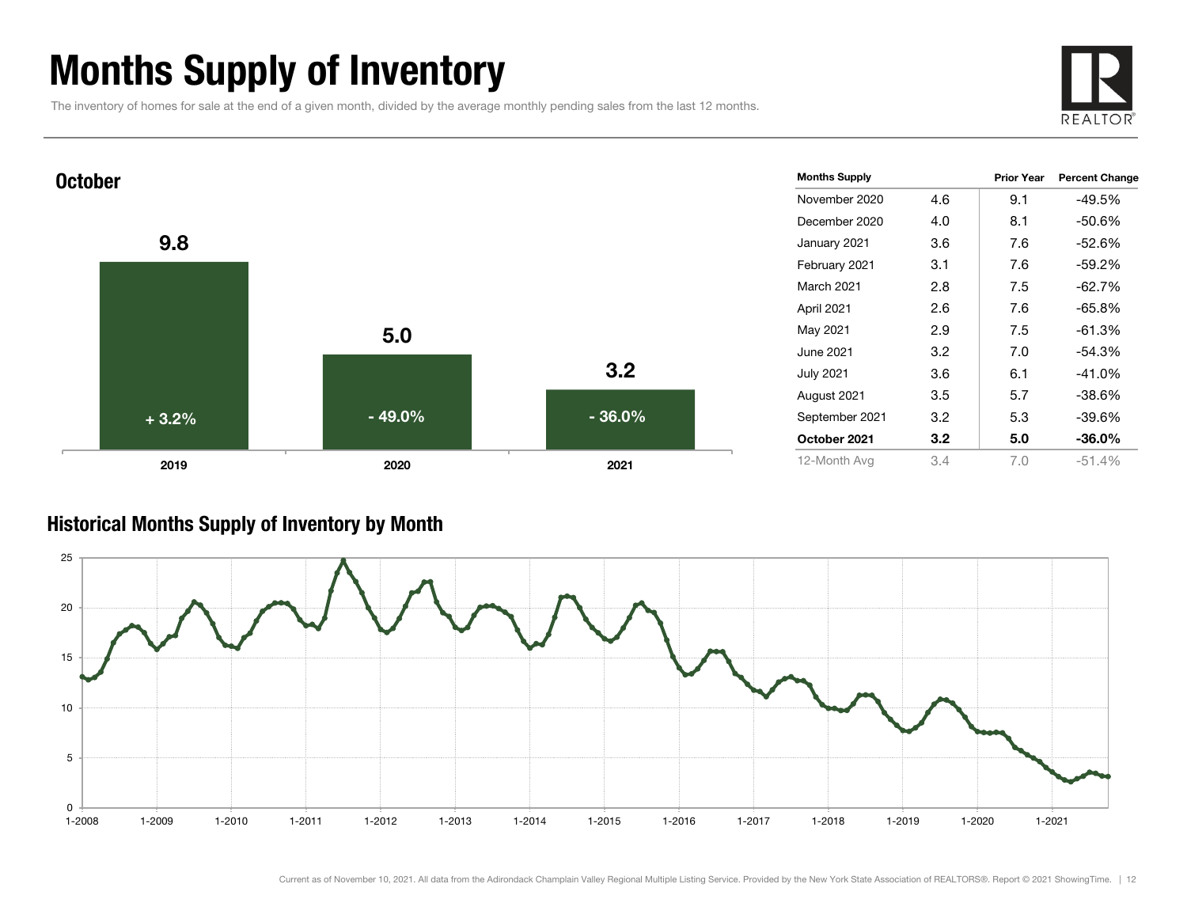# Months Supply of Inventory

The inventory of homes for sale at the end of a given month, divided by the average monthly pending sales from the last 12 months.

## October

| | 2019 | 2020 | 2021 |
|---|---|---|---|
| Months Supply | 9.8 | 5.0 | 3.2 |
| Change | + 3.2% | - 49.0% | - 36.0% |

| Months Supply | | Prior Year | Percent Change |
|---|---|---|---|
| November 2020 | 4.6 | 9.1 | -49.5% |
| December 2020 | 4.0 | 8.1 | -50.6% |
| January 2021 | 3.6 | 7.6 | -52.6% |
| February 2021 | 3.1 | 7.6 | -59.2% |
| March 2021 | 2.8 | 7.5 | -62.7% |
| April 2021 | 2.6 | 7.6 | -65.8% |
| May 2021 | 2.9 | 7.5 | -61.3% |
| June 2021 | 3.2 | 7.0 | -54.3% |
| July 2021 | 3.6 | 6.1 | -41.0% |
| August 2021 | 3.5 | 5.7 | -38.6% |
| September 2021 | 3.2 | 5.3 | -39.6% |
| **October 2021** | **3.2** | **5.0** | **-36.0%** |
| 12-Month Avg | 3.4 | 7.0 | -51.4% |

## Historical Months Supply of Inventory by Month

Current as of November 10, 2021. All data from the Adirondack Champlain Valley Regional Multiple Listing Service. Provided by the New York State Association of REALTORS®. Report © 2021 ShowingTime.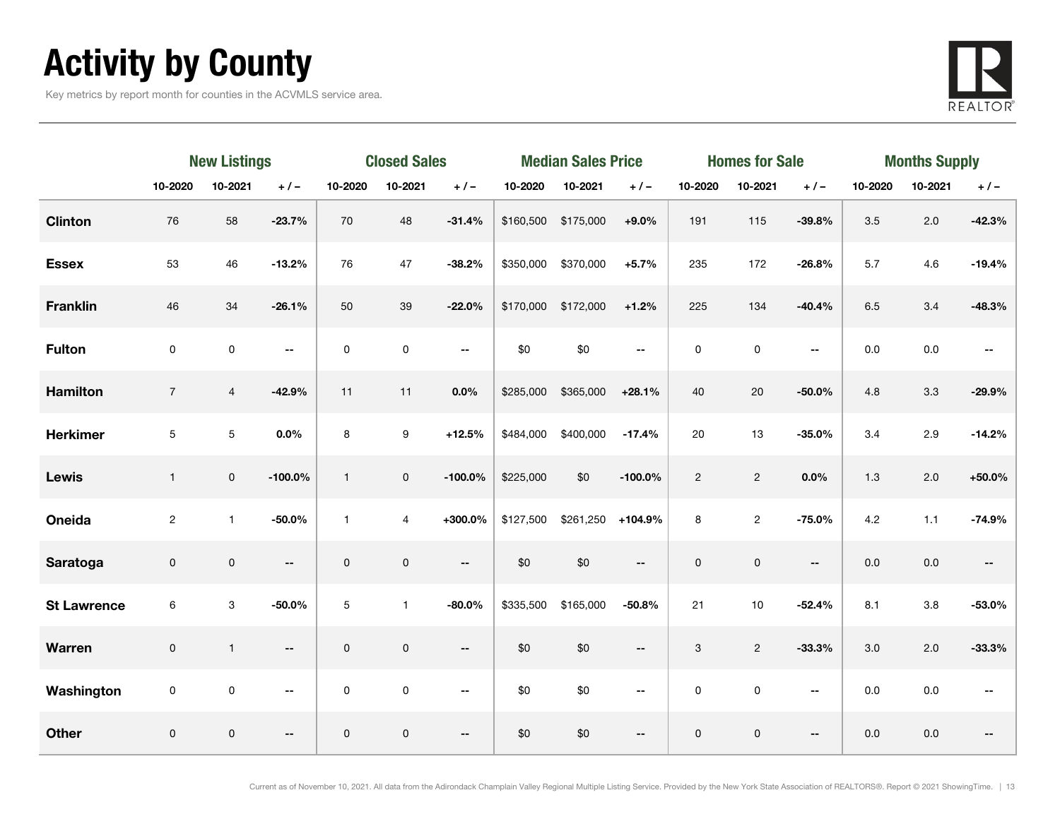# Activity by County

Key metrics by report month for counties in the ACVMLS service area.

| | New Listings | | | Closed Sales | | | Median Sales Price | | | Homes for Sale | | | Months Supply | | |
|---|---|---|---|---|---|---|---|---|---|---|---|---|---|---|---|
| | 10-2020 | 10-2021 | + / – | 10-2020 | 10-2021 | + / – | 10-2020 | 10-2021 | + / – | 10-2020 | 10-2021 | + / – | 10-2020 | 10-2021 | + / – |
| **Clinton** | 76 | 58 | **-23.7%** | 70 | 48 | **-31.4%** | $160,500 | $175,000 | **+9.0%** | 191 | 115 | **-39.8%** | 3.5 | 2.0 | **-42.3%** |
| **Essex** | 53 | 46 | **-13.2%** | 76 | 47 | **-38.2%** | $350,000 | $370,000 | **+5.7%** | 235 | 172 | **-26.8%** | 5.7 | 4.6 | **-19.4%** |
| **Franklin** | 46 | 34 | **-26.1%** | 50 | 39 | **-22.0%** | $170,000 | $172,000 | **+1.2%** | 225 | 134 | **-40.4%** | 6.5 | 3.4 | **-48.3%** |
| **Fulton** | 0 | 0 | -- | 0 | 0 | -- | $0 | $0 | -- | 0 | 0 | -- | 0.0 | 0.0 | -- |
| **Hamilton** | 7 | 4 | **-42.9%** | 11 | 11 | **0.0%** | $285,000 | $365,000 | **+28.1%** | 40 | 20 | **-50.0%** | 4.8 | 3.3 | **-29.9%** |
| **Herkimer** | 5 | 5 | **0.0%** | 8 | 9 | **+12.5%** | $484,000 | $400,000 | **-17.4%** | 20 | 13 | **-35.0%** | 3.4 | 2.9 | **-14.2%** |
| **Lewis** | 1 | 0 | **-100.0%** | 1 | 0 | **-100.0%** | $225,000 | $0 | **-100.0%** | 2 | 2 | **0.0%** | 1.3 | 2.0 | **+50.0%** |
| **Oneida** | 2 | 1 | **-50.0%** | 1 | 4 | **+300.0%** | $127,500 | $261,250 | **+104.9%** | 8 | 2 | **-75.0%** | 4.2 | 1.1 | **-74.9%** |
| **Saratoga** | 0 | 0 | -- | 0 | 0 | -- | $0 | $0 | -- | 0 | 0 | -- | 0.0 | 0.0 | -- |
| **St Lawrence** | 6 | 3 | **-50.0%** | 5 | 1 | **-80.0%** | $335,500 | $165,000 | **-50.8%** | 21 | 10 | **-52.4%** | 8.1 | 3.8 | **-53.0%** |
| **Warren** | 0 | 1 | -- | 0 | 0 | -- | $0 | $0 | -- | 3 | 2 | **-33.3%** | 3.0 | 2.0 | **-33.3%** |
| **Washington** | 0 | 0 | -- | 0 | 0 | -- | $0 | $0 | -- | 0 | 0 | -- | 0.0 | 0.0 | -- |
| **Other** | 0 | 0 | -- | 0 | 0 | -- | $0 | $0 | -- | 0 | 0 | -- | 0.0 | 0.0 | -- |

Current as of November 10, 2021. All data from the Adirondack Champlain Valley Regional Multiple Listing Service. Provided by the New York State Association of REALTORS®. Report © 2021 ShowingTime.